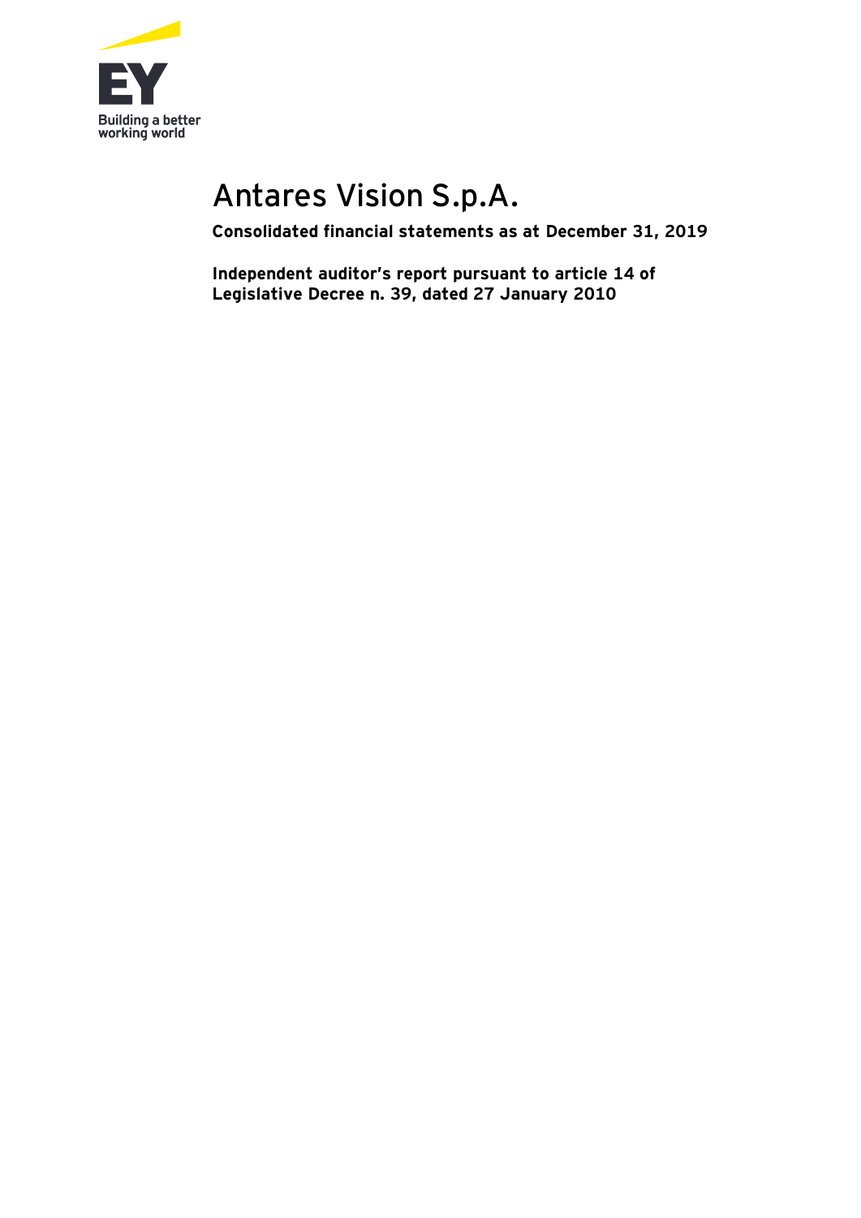# Antares Vision S.p.A.

**Consolidated financial statements as at December 31, 2019**

**Independent auditor's report pursuant to article 14 of Legislative Decree n. 39, dated 27 January 2010**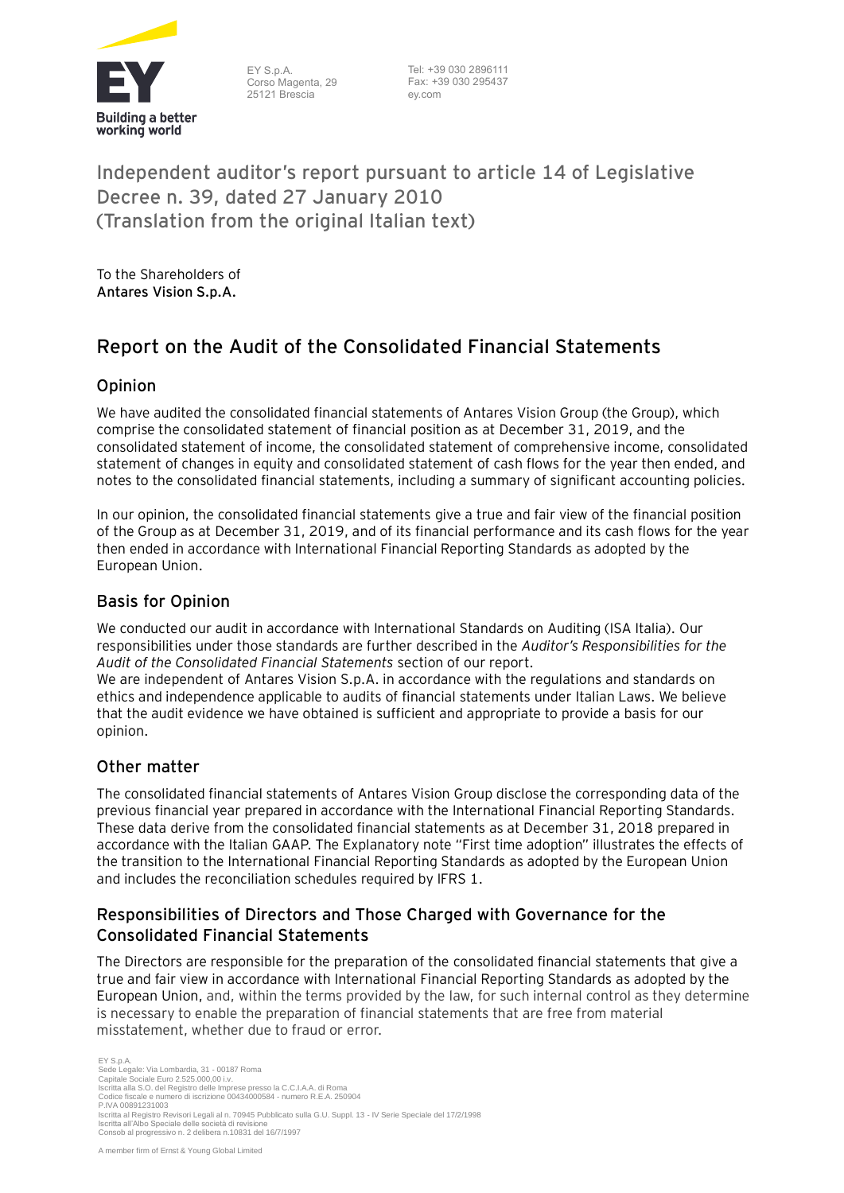# Independent auditor's report pursuant to article 14 of Legislative Decree n. 39, dated 27 January 2010 (Translation from the original Italian text)

To the Shareholders of
**Antares Vision S.p.A.**

## Report on the Audit of the Consolidated Financial Statements

### Opinion

We have audited the consolidated financial statements of Antares Vision Group (the Group), which comprise the consolidated statement of financial position as at December 31, 2019, and the consolidated statement of income, the consolidated statement of comprehensive income, consolidated statement of changes in equity and consolidated statement of cash flows for the year then ended, and notes to the consolidated financial statements, including a summary of significant accounting policies.

In our opinion, the consolidated financial statements give a true and fair view of the financial position of the Group as at December 31, 2019, and of its financial performance and its cash flows for the year then ended in accordance with International Financial Reporting Standards as adopted by the European Union.

### Basis for Opinion

We conducted our audit in accordance with International Standards on Auditing (ISA Italia). Our responsibilities under those standards are further described in the *Auditor's Responsibilities for the Audit of the Consolidated Financial Statements* section of our report.
We are independent of Antares Vision S.p.A. in accordance with the regulations and standards on ethics and independence applicable to audits of financial statements under Italian Laws. We believe that the audit evidence we have obtained is sufficient and appropriate to provide a basis for our opinion.

### Other matter

The consolidated financial statements of Antares Vision Group disclose the corresponding data of the previous financial year prepared in accordance with the International Financial Reporting Standards. These data derive from the consolidated financial statements as at December 31, 2018 prepared in accordance with the Italian GAAP. The Explanatory note "First time adoption" illustrates the effects of the transition to the International Financial Reporting Standards as adopted by the European Union and includes the reconciliation schedules required by IFRS 1.

### Responsibilities of Directors and Those Charged with Governance for the Consolidated Financial Statements

The Directors are responsible for the preparation of the consolidated financial statements that give a true and fair view in accordance with International Financial Reporting Standards as adopted by the European Union, and, within the terms provided by the law, for such internal control as they determine is necessary to enable the preparation of financial statements that are free from material misstatement, whether due to fraud or error.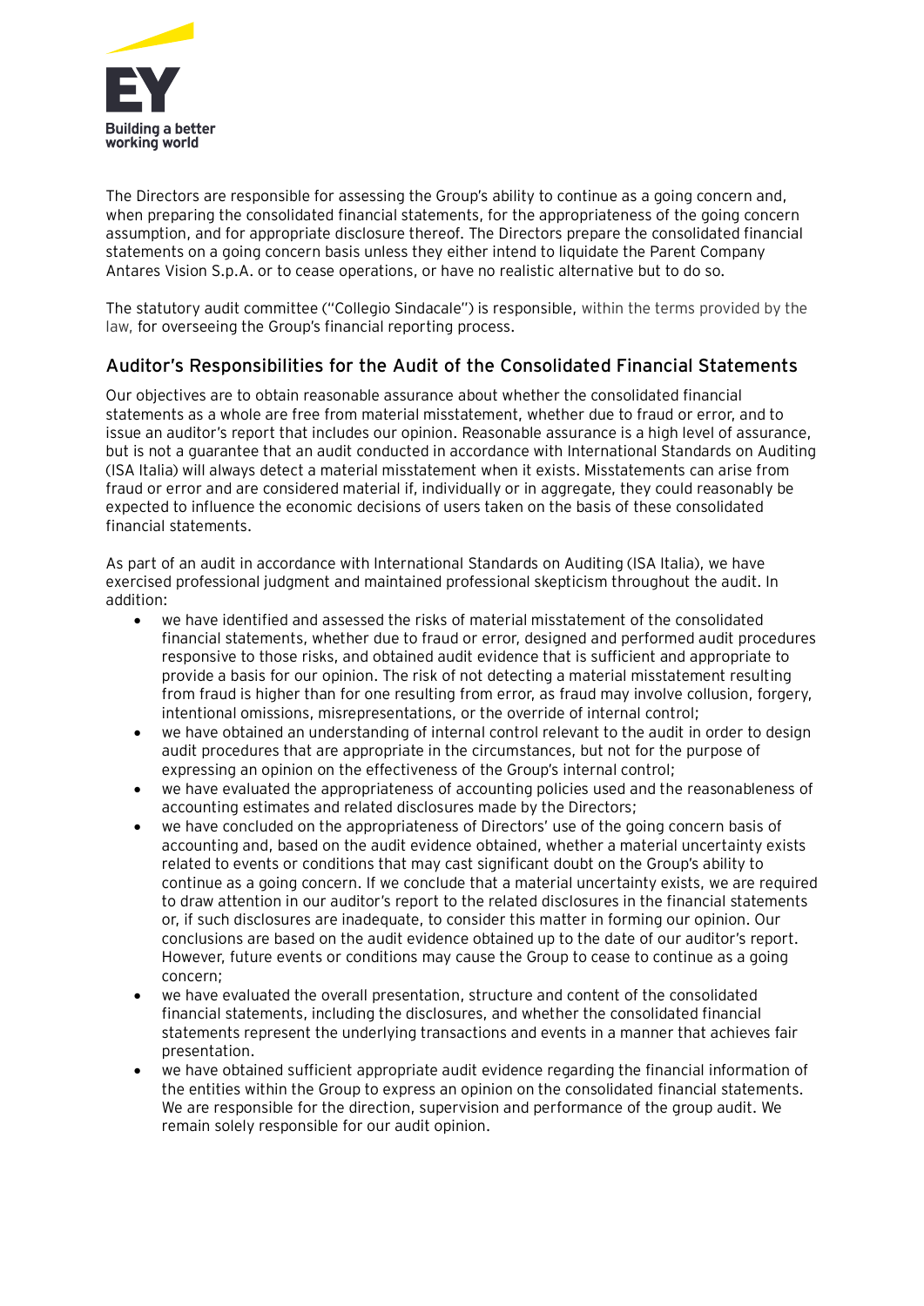The Directors are responsible for assessing the Group's ability to continue as a going concern and, when preparing the consolidated financial statements, for the appropriateness of the going concern assumption, and for appropriate disclosure thereof. The Directors prepare the consolidated financial statements on a going concern basis unless they either intend to liquidate the Parent Company Antares Vision S.p.A. or to cease operations, or have no realistic alternative but to do so.

The statutory audit committee ("Collegio Sindacale") is responsible, within the terms provided by the law, for overseeing the Group's financial reporting process.

## Auditor's Responsibilities for the Audit of the Consolidated Financial Statements

Our objectives are to obtain reasonable assurance about whether the consolidated financial statements as a whole are free from material misstatement, whether due to fraud or error, and to issue an auditor's report that includes our opinion. Reasonable assurance is a high level of assurance, but is not a guarantee that an audit conducted in accordance with International Standards on Auditing (ISA Italia) will always detect a material misstatement when it exists. Misstatements can arise from fraud or error and are considered material if, individually or in aggregate, they could reasonably be expected to influence the economic decisions of users taken on the basis of these consolidated financial statements.

As part of an audit in accordance with International Standards on Auditing (ISA Italia), we have exercised professional judgment and maintained professional skepticism throughout the audit. In addition:

- we have identified and assessed the risks of material misstatement of the consolidated financial statements, whether due to fraud or error, designed and performed audit procedures responsive to those risks, and obtained audit evidence that is sufficient and appropriate to provide a basis for our opinion. The risk of not detecting a material misstatement resulting from fraud is higher than for one resulting from error, as fraud may involve collusion, forgery, intentional omissions, misrepresentations, or the override of internal control;
- we have obtained an understanding of internal control relevant to the audit in order to design audit procedures that are appropriate in the circumstances, but not for the purpose of expressing an opinion on the effectiveness of the Group's internal control;
- we have evaluated the appropriateness of accounting policies used and the reasonableness of accounting estimates and related disclosures made by the Directors;
- we have concluded on the appropriateness of Directors' use of the going concern basis of accounting and, based on the audit evidence obtained, whether a material uncertainty exists related to events or conditions that may cast significant doubt on the Group's ability to continue as a going concern. If we conclude that a material uncertainty exists, we are required to draw attention in our auditor's report to the related disclosures in the financial statements or, if such disclosures are inadequate, to consider this matter in forming our opinion. Our conclusions are based on the audit evidence obtained up to the date of our auditor's report. However, future events or conditions may cause the Group to cease to continue as a going concern;
- we have evaluated the overall presentation, structure and content of the consolidated financial statements, including the disclosures, and whether the consolidated financial statements represent the underlying transactions and events in a manner that achieves fair presentation.
- we have obtained sufficient appropriate audit evidence regarding the financial information of the entities within the Group to express an opinion on the consolidated financial statements. We are responsible for the direction, supervision and performance of the group audit. We remain solely responsible for our audit opinion.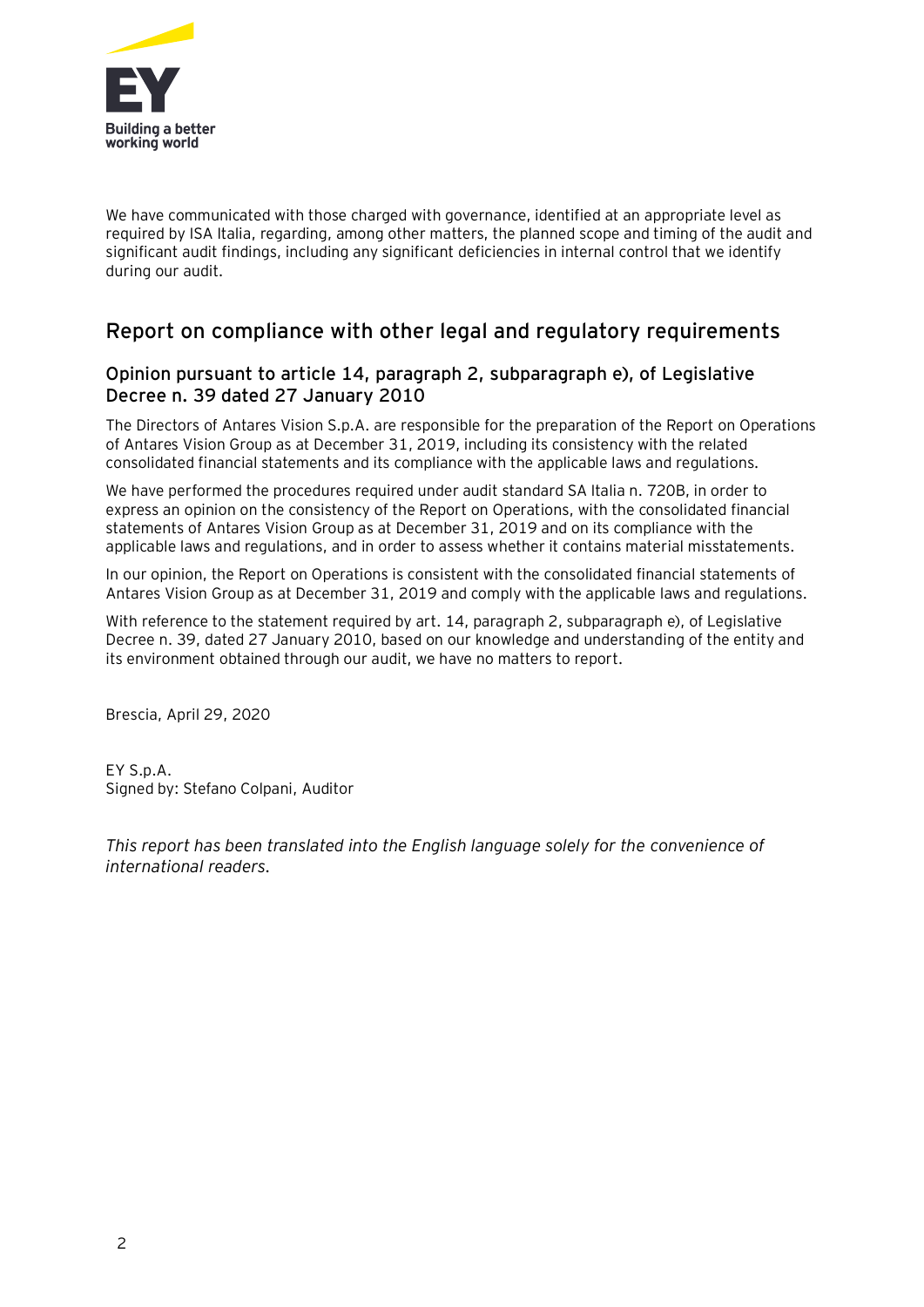We have communicated with those charged with governance, identified at an appropriate level as required by ISA Italia, regarding, among other matters, the planned scope and timing of the audit and significant audit findings, including any significant deficiencies in internal control that we identify during our audit.

## Report on compliance with other legal and regulatory requirements

### Opinion pursuant to article 14, paragraph 2, subparagraph e), of Legislative Decree n. 39 dated 27 January 2010

The Directors of Antares Vision S.p.A. are responsible for the preparation of the Report on Operations of Antares Vision Group as at December 31, 2019, including its consistency with the related consolidated financial statements and its compliance with the applicable laws and regulations.

We have performed the procedures required under audit standard SA Italia n. 720B, in order to express an opinion on the consistency of the Report on Operations, with the consolidated financial statements of Antares Vision Group as at December 31, 2019 and on its compliance with the applicable laws and regulations, and in order to assess whether it contains material misstatements.

In our opinion, the Report on Operations is consistent with the consolidated financial statements of Antares Vision Group as at December 31, 2019 and comply with the applicable laws and regulations.

With reference to the statement required by art. 14, paragraph 2, subparagraph e), of Legislative Decree n. 39, dated 27 January 2010, based on our knowledge and understanding of the entity and its environment obtained through our audit, we have no matters to report.

Brescia, April 29, 2020

EY S.p.A.
Signed by: Stefano Colpani, Auditor

*This report has been translated into the English language solely for the convenience of international readers.*